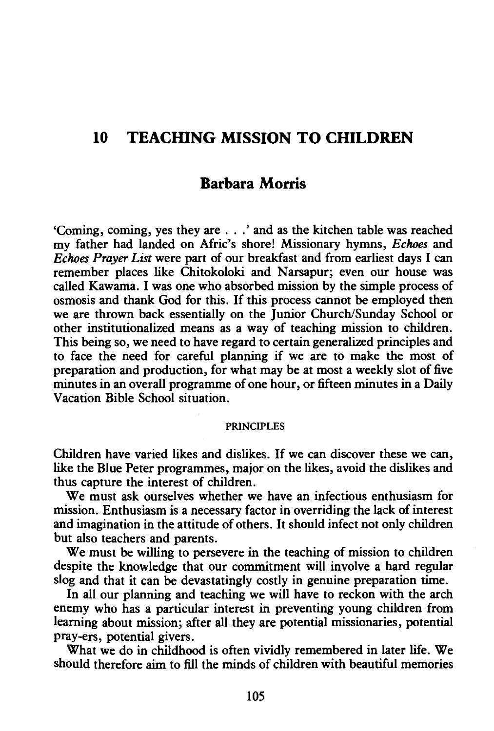# 10 TEACHING MISSION TO CHILDREN

## Barbara Morris

'Coming, coming, yes they are . . .' and as the kitchen table was reached my father had landed on Afric's shore! Missionary hymns, *Echoes* and *Echoes Prayer List* were part of our breakfast and from earliest days I can remember places like Chitokoloki and Narsapur; even our house was called Kawama. I was one who absorbed mission by the simple process of osmosis and thank God for this. If this process cannot be employed then we are thrown back essentially on the Junior Church/Sunday School or other institutionalized means as a way of teaching mission to children. This being so, we need to have regard to certain generalized principles and to face the need for careful planning if we are to make the most of preparation and production, for what may be at most a weekly slot of five minutes in an overall programme of one hour, or fifteen minutes in a Daily Vacation Bible School situation.

### PRINCIPLES

Children have varied likes and dislikes. If we can discover these we can, like the Blue Peter programmes, major on the likes, avoid the dislikes and thus capture the interest of children.

We must ask ourselves whether we have an infectious enthusiasm for mission. Enthusiasm is a necessary factor in overriding the lack of interest and imagination in the attitude of others. It should infect not only children but also teachers and parents.

We must be willing to persevere in the teaching of mission to children despite the knowledge that our commitment will involve a hard regular slog and that it can be devastatingly costly in genuine preparation time.

In all our planning and teaching we will have to reckon with the arch enemy who has a particular interest in preventing young children from learning about mission; after all they are potential missionaries, potential pray-ers, potential givers.

What we do in childhood is often vividly remembered in later life. We should therefore aim to fill the minds of children with beautiful memories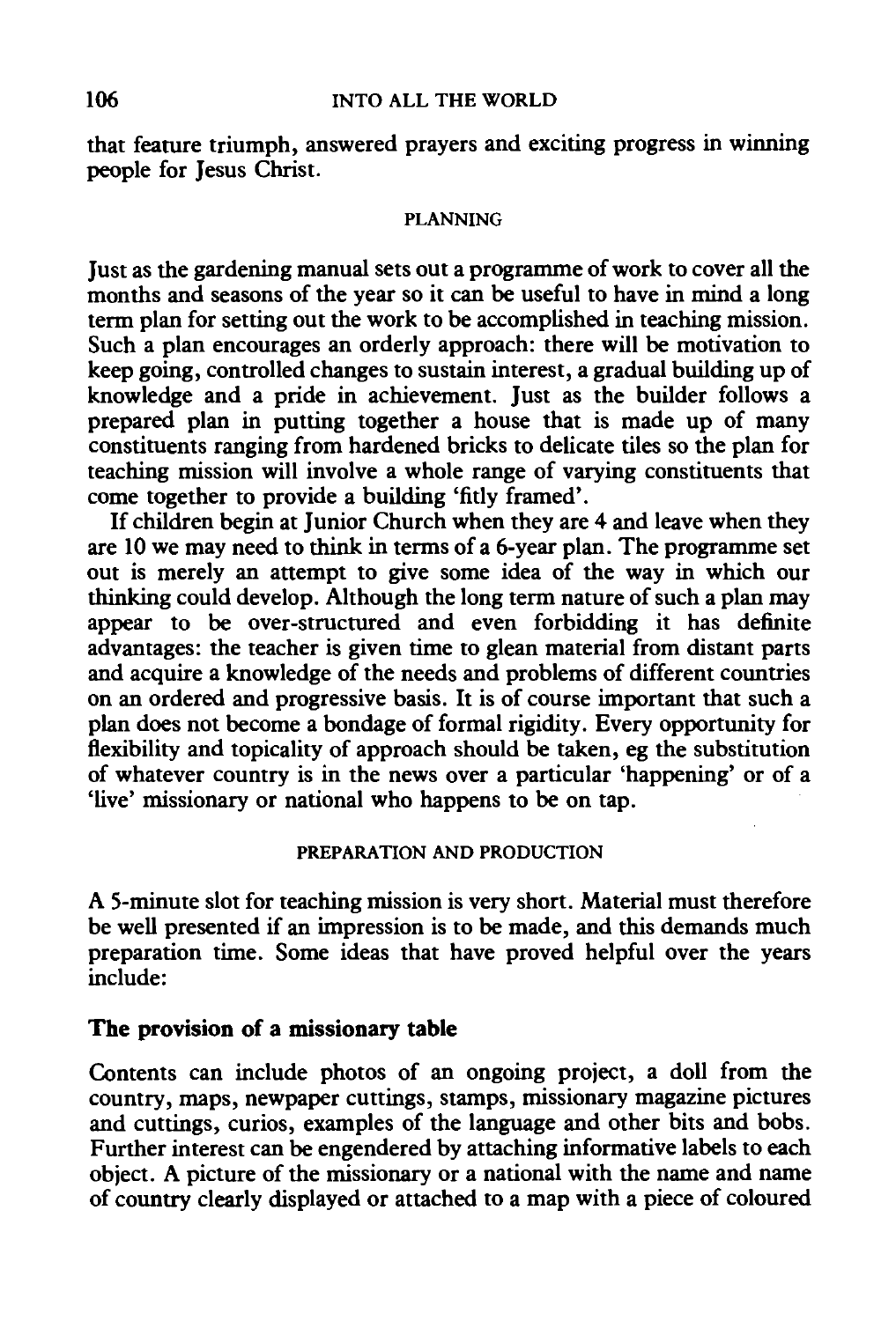that feature triumph, answered prayers and exciting progress in winning people for Jesus Christ.

## PLANNING

Just as the gardening manual sets out a programme of work to cover all the months and seasons of the year so it can be useful to have in mind a long term plan for setting out the work to be accomplished in teaching mission. Such a plan encourages an orderly approach: there will be motivation to keep going, controlled changes to sustain interest, a gradual building up of knowledge and a pride in achievement. Just as the builder follows a prepared plan in putting together a house that is made up of many constituents ranging from hardened bricks to delicate tiles so the plan for teaching mission will involve a whole range of varying constituents that come together to provide a building 'fitly framed'.

If children begin at Junior Church when they are 4 and leave when they are 10 we may need to think in terms of a 6-year plan. The programme set out is merely an attempt to give some idea of the way in which our thinking could develop. Although the long term nature of such a plan may appear to be over-structured and even forbidding it has definite advantages: the teacher is given time to glean material from distant parts and acquire a knowledge of the needs and problems of different countries on an ordered and progressive basis. It is of course important that such a plan does not become a bondage of formal rigidity. Every opportunity for flexibility and topicality of approach should be taken, eg the substitution of whatever country is in the news over a particular 'happening' or of a 'live' missionary or national who happens to be on tap.

## PREPARATION AND PRODUCTION

A 5-minute slot for teaching mission is very short. Material must therefore be well presented if an impression is to be made, and this demands much preparation time. Some ideas that have proved helpful over the years include:

### The provision of a missionary table

Contents can include photos of an ongoing project, a doll from the country, maps, newpaper cuttings, stamps, missionary magazine pictures and cuttings, curios, examples of the language and other bits and bobs. Further interest can be engendered by attaching informative labels to each object. A picture of the missionary or a national with the name and name of country clearly displayed or attached to a map with a piece of coloured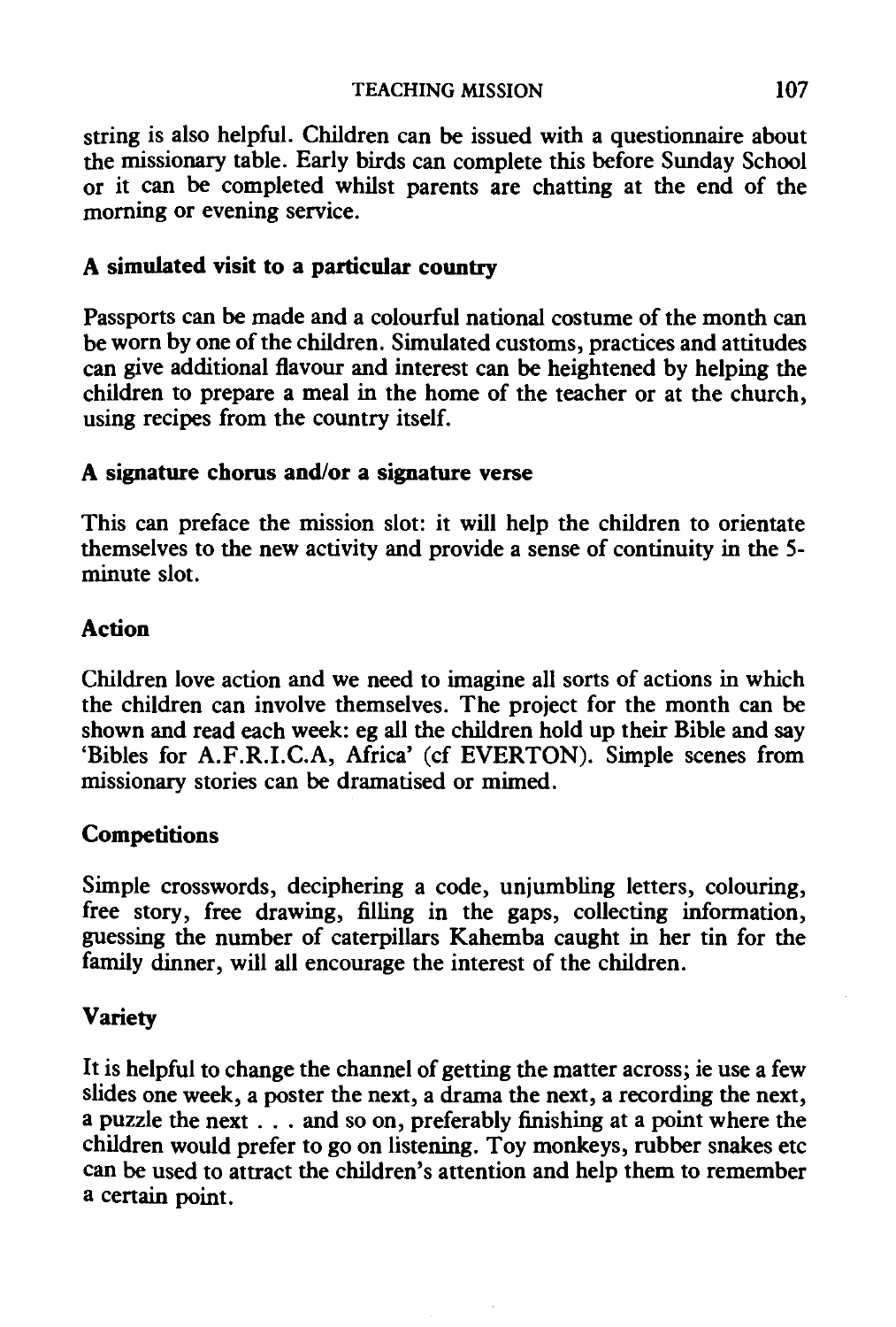string is also helpful. Children can be issued with a questionnaire about the missionary table. Early birds can complete this before Sunday School or it can be completed whilst parents are chatting at the end of the morning or evening service.

### A simulated visit to a particular country

Passports can be made and a colourful national costume of the month can be worn by one of the children. Simulated customs, practices and attitudes can give additional flavour and interest can be heightened by helping the children to prepare a meal in the home of the teacher or at the church, using recipes from the country itself.

### A signature chorus and/or a signature verse

This can preface the mission slot: it will help the children to orientate themselves to the new activity and provide a sense of continuity in the 5-minute slot.

### Action

Children love action and we need to imagine all sorts of actions in which the children can involve themselves. The project for the month can be shown and read each week: eg all the children hold up their Bible and say 'Bibles for A.F.R.I.C.A, Africa' (cf EVERTON). Simple scenes from missionary stories can be dramatised or mimed.

### Competitions

Simple crosswords, deciphering a code, unjumbling letters, colouring, free story, free drawing, filling in the gaps, collecting information, guessing the number of caterpillars Kahemba caught in her tin for the family dinner, will all encourage the interest of the children.

### Variety

It is helpful to change the channel of getting the matter across; ie use a few slides one week, a poster the next, a drama the next, a recording the next, a puzzle the next . . . and so on, preferably finishing at a point where the children would prefer to go on listening. Toy monkeys, rubber snakes etc can be used to attract the children's attention and help them to remember a certain point.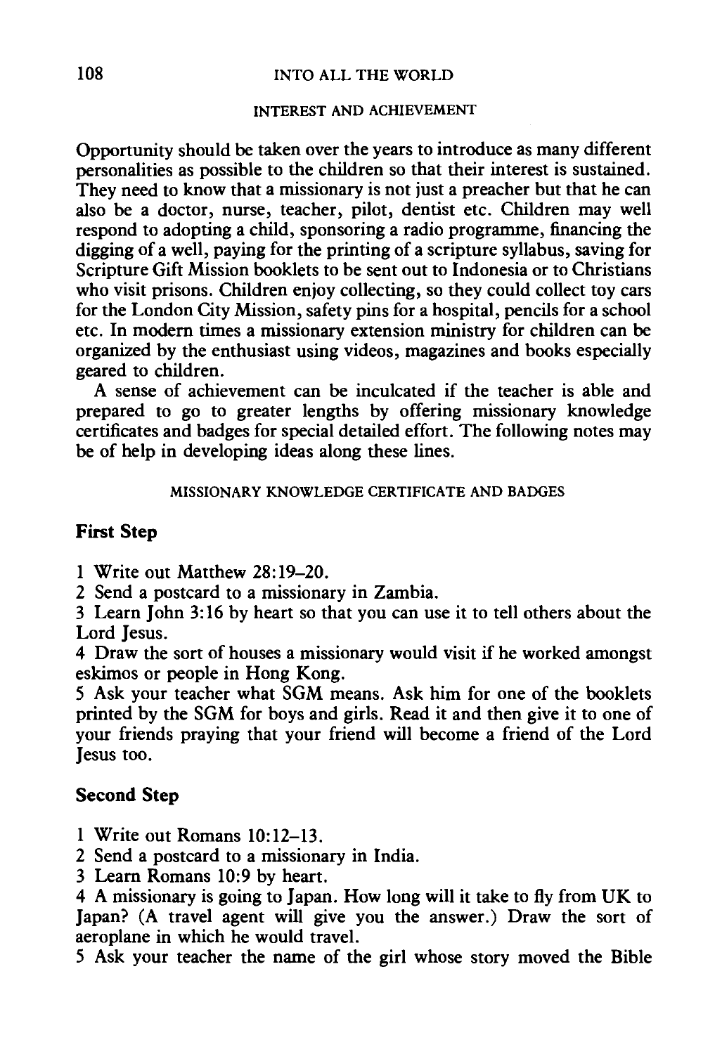### INTEREST AND ACHIEVEMENT

Opportunity should be taken over the years to introduce as many different personalities as possible to the children so that their interest is sustained. They need to know that a missionary is not just a preacher but that he can also be a doctor, nurse, teacher, pilot, dentist etc. Children may well respond to adopting a child, sponsoring a radio programme, financing the digging of a well, paying for the printing of a scripture syllabus, saving for Scripture Gift Mission booklets to be sent out to Indonesia or to Christians who visit prisons. Children enjoy collecting, so they could collect toy cars for the London City Mission, safety pins for a hospital, pencils for a school etc. In modern times a missionary extension ministry for children can be organized by the enthusiast using videos, magazines and books especially geared to children.

A sense of achievement can be inculcated if the teacher is able and prepared to go to greater lengths by offering missionary knowledge certificates and badges for special detailed effort. The following notes may be of help in developing ideas along these lines.

### MISSIONARY KNOWLEDGE CERTIFICATE AND BADGES

**First Step**

1 Write out Matthew 28:19–20.
2 Send a postcard to a missionary in Zambia.
3 Learn John 3:16 by heart so that you can use it to tell others about the Lord Jesus.
4 Draw the sort of houses a missionary would visit if he worked amongst eskimos or people in Hong Kong.
5 Ask your teacher what SGM means. Ask him for one of the booklets printed by the SGM for boys and girls. Read it and then give it to one of your friends praying that your friend will become a friend of the Lord Jesus too.

**Second Step**

1 Write out Romans 10:12–13.
2 Send a postcard to a missionary in India.
3 Learn Romans 10:9 by heart.
4 A missionary is going to Japan. How long will it take to fly from UK to Japan? (A travel agent will give you the answer.) Draw the sort of aeroplane in which he would travel.
5 Ask your teacher the name of the girl whose story moved the Bible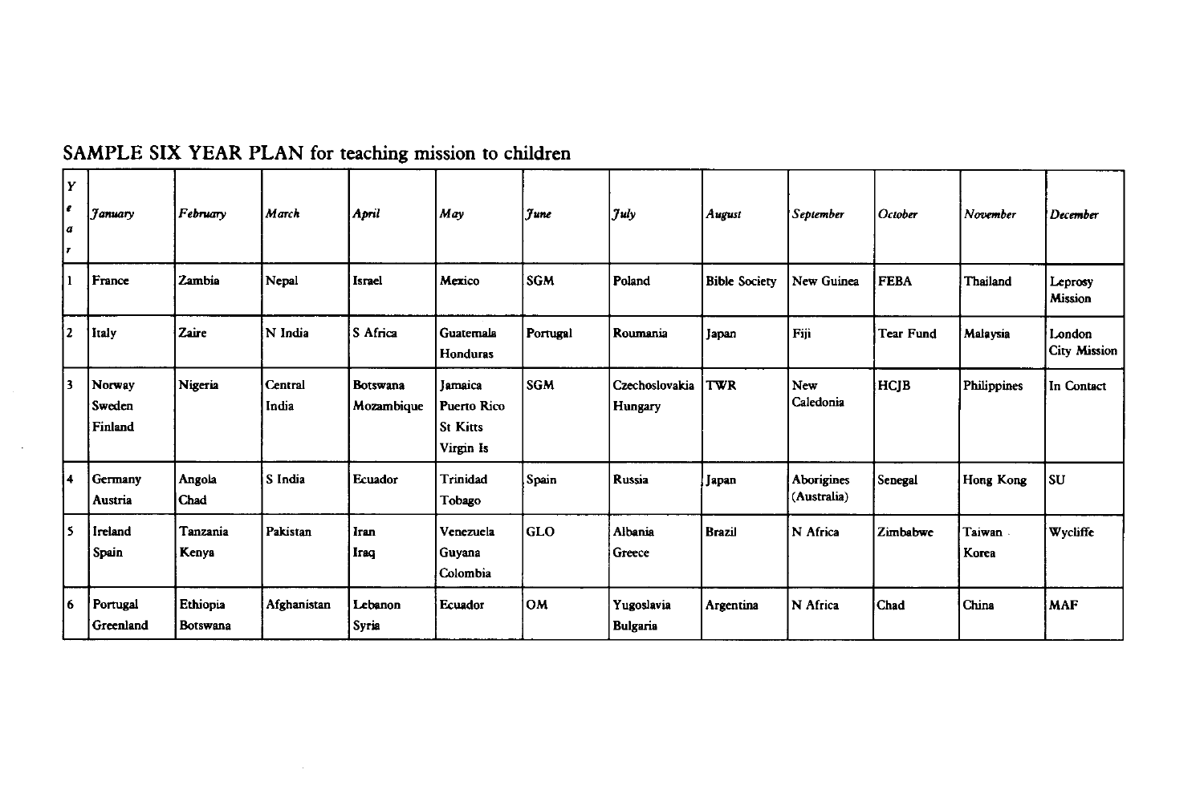## SAMPLE SIX YEAR PLAN for teaching mission to children

| Year | *January* | *February* | *March* | *April* | *May* | *June* | *July* | *August* | *September* | *October* | *November* | *December* |
|---|---|---|---|---|---|---|---|---|---|---|---|---|
| 1 | France | Zambia | Nepal | Israel | Mexico | SGM | Poland | Bible Society | New Guinea | FEBA | Thailand | Leprosy Mission |
| 2 | Italy | Zaire | N India | S Africa | Guatemala Honduras | Portugal | Roumania | Japan | Fiji | Tear Fund | Malaysia | London City Mission |
| 3 | Norway Sweden Finland | Nigeria | Central India | Botswana Mozambique | Jamaica Puerto Rico St Kitts Virgin Is | SGM | Czechoslovakia Hungary | TWR | New Caledonia | HCJB | Philippines | In Contact |
| 4 | Germany Austria | Angola Chad | S India | Ecuador | Trinidad Tobago | Spain | Russia | Japan | Aborigines (Australia) | Senegal | Hong Kong | SU |
| 5 | Ireland Spain | Tanzania Kenya | Pakistan | Iran Iraq | Venezuela Guyana Colombia | GLO | Albania Greece | Brazil | N Africa | Zimbabwe | Taiwan Korea | Wycliffe |
| 6 | Portugal Greenland | Ethiopia Botswana | Afghanistan | Lebanon Syria | Ecuador | OM | Yugoslavia Bulgaria | Argentina | N Africa | Chad | China | MAF |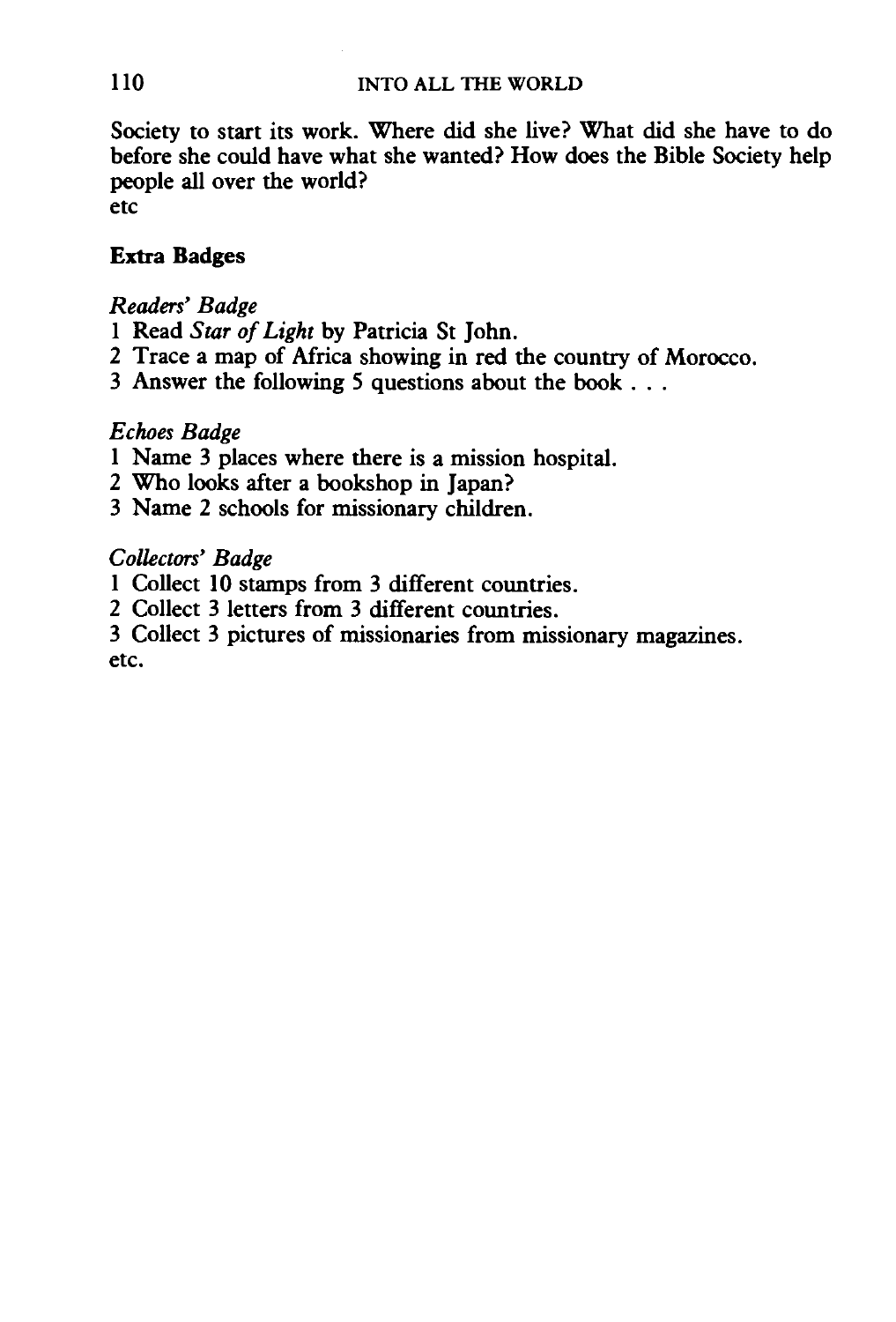Society to start its work. Where did she live? What did she have to do before she could have what she wanted? How does the Bible Society help people all over the world?
etc

**Extra Badges**

*Readers' Badge*

1 Read *Star of Light* by Patricia St John.
2 Trace a map of Africa showing in red the country of Morocco.
3 Answer the following 5 questions about the book . . .

*Echoes Badge*

1 Name 3 places where there is a mission hospital.
2 Who looks after a bookshop in Japan?
3 Name 2 schools for missionary children.

*Collectors' Badge*

1 Collect 10 stamps from 3 different countries.
2 Collect 3 letters from 3 different countries.
3 Collect 3 pictures of missionaries from missionary magazines.
etc.